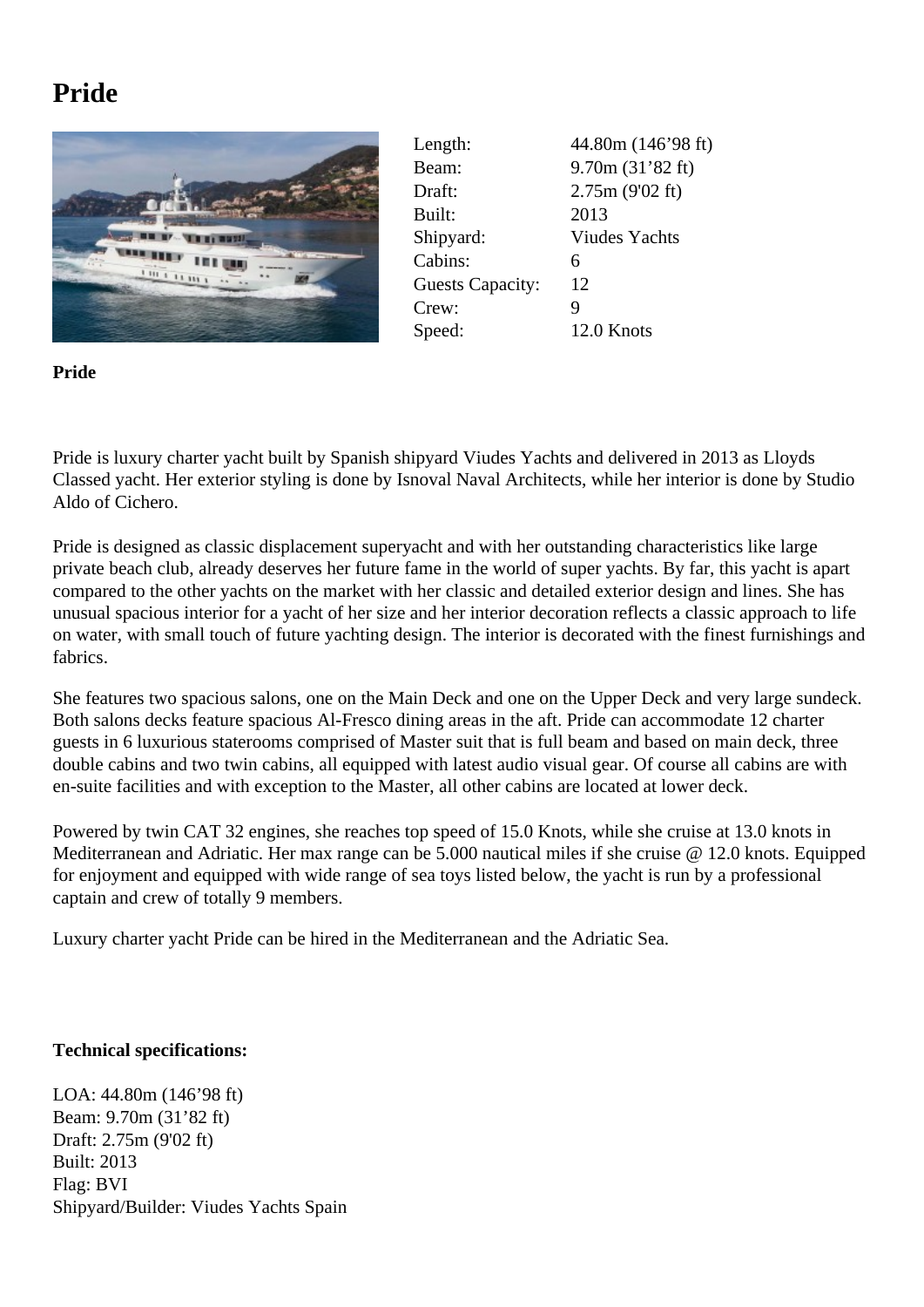# Pride

| | |
|---|---|
| Length: | 44.80m (146’98 ft) |
| Beam: | 9.70m (31’82 ft) |
| Draft: | 2.75m (9'02 ft) |
| Built: | 2013 |
| Shipyard: | Viudes Yachts |
| Cabins: | 6 |
| Guests Capacity: | 12 |
| Crew: | 9 |
| Speed: | 12.0 Knots |

**Pride**

Pride is luxury charter yacht built by Spanish shipyard Viudes Yachts and delivered in 2013 as Lloyds Classed yacht. Her exterior styling is done by Isnoval Naval Architects, while her interior is done by Studio Aldo of Cichero.

Pride is designed as classic displacement superyacht and with her outstanding characteristics like large private beach club, already deserves her future fame in the world of super yachts. By far, this yacht is apart compared to the other yachts on the market with her classic and detailed exterior design and lines. She has unusual spacious interior for a yacht of her size and her interior decoration reflects a classic approach to life on water, with small touch of future yachting design. The interior is decorated with the finest furnishings and fabrics.

She features two spacious salons, one on the Main Deck and one on the Upper Deck and very large sundeck. Both salons decks feature spacious Al-Fresco dining areas in the aft. Pride can accommodate 12 charter guests in 6 luxurious staterooms comprised of Master suit that is full beam and based on main deck, three double cabins and two twin cabins, all equipped with latest audio visual gear. Of course all cabins are with en-suite facilities and with exception to the Master, all other cabins are located at lower deck.

Powered by twin CAT 32 engines, she reaches top speed of 15.0 Knots, while she cruise at 13.0 knots in Mediterranean and Adriatic. Her max range can be 5.000 nautical miles if she cruise @ 12.0 knots. Equipped for enjoyment and equipped with wide range of sea toys listed below, the yacht is run by a professional captain and crew of totally 9 members.

Luxury charter yacht Pride can be hired in the Mediterranean and the Adriatic Sea.

**Technical specifications:**

LOA: 44.80m (146’98 ft)
Beam: 9.70m (31’82 ft)
Draft: 2.75m (9'02 ft)
Built: 2013
Flag: BVI
Shipyard/Builder: Viudes Yachts Spain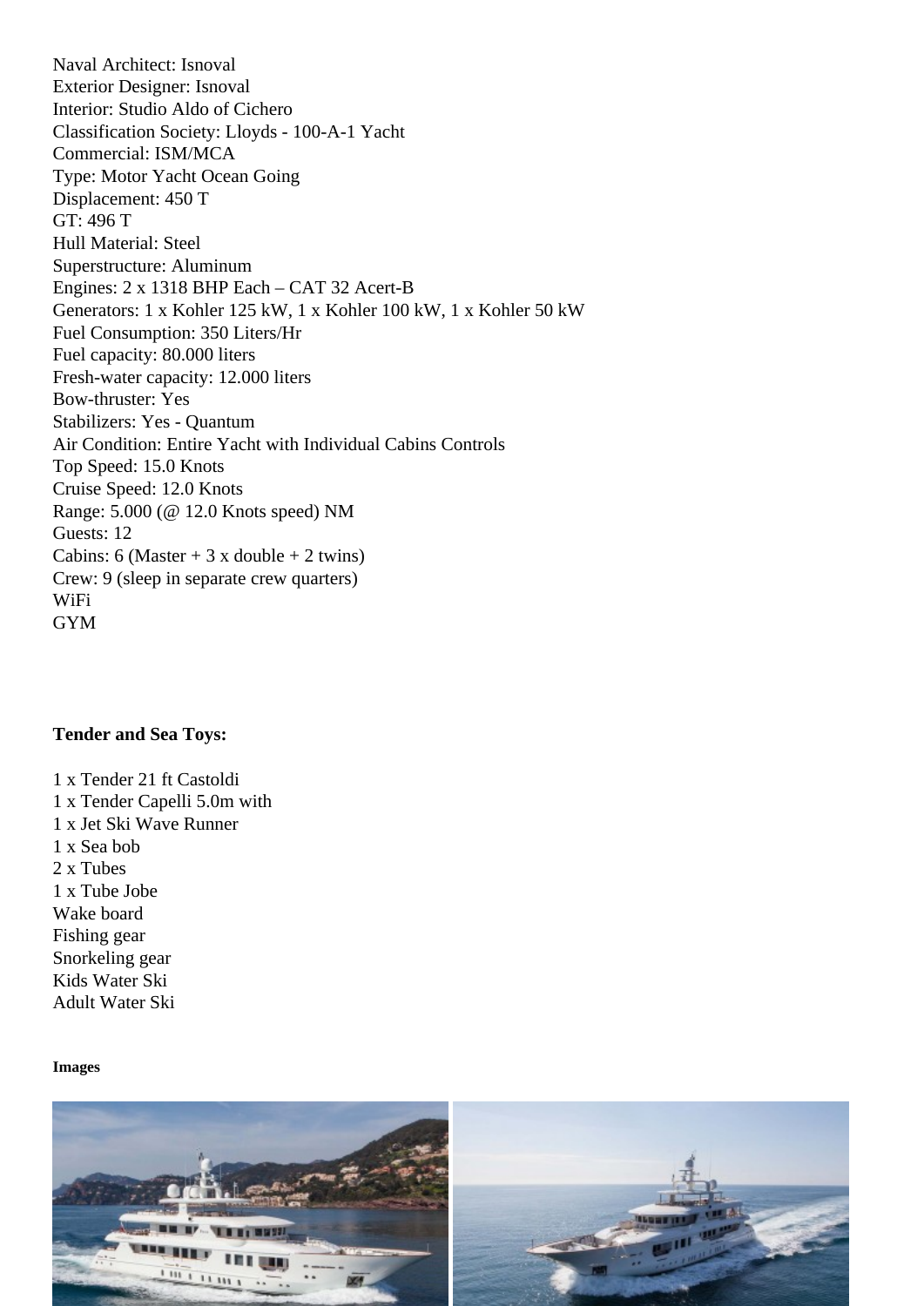Naval Architect: Isnoval
Exterior Designer: Isnoval
Interior: Studio Aldo of Cichero
Classification Society: Lloyds - 100-A-1 Yacht
Commercial: ISM/MCA
Type: Motor Yacht Ocean Going
Displacement: 450 T
GT: 496 T
Hull Material: Steel
Superstructure: Aluminum
Engines: 2 x 1318 BHP Each – CAT 32 Acert-B
Generators: 1 x Kohler 125 kW, 1 x Kohler 100 kW, 1 x Kohler 50 kW
Fuel Consumption: 350 Liters/Hr
Fuel capacity: 80.000 liters
Fresh-water capacity: 12.000 liters
Bow-thruster: Yes
Stabilizers: Yes - Quantum
Air Condition: Entire Yacht with Individual Cabins Controls
Top Speed: 15.0 Knots
Cruise Speed: 12.0 Knots
Range: 5.000 (@ 12.0 Knots speed) NM
Guests: 12
Cabins: 6 (Master + 3 x double + 2 twins)
Crew: 9 (sleep in separate crew quarters)
WiFi
GYM

**Tender and Sea Toys:**

1 x Tender 21 ft Castoldi
1 x Tender Capelli 5.0m with
1 x Jet Ski Wave Runner
1 x Sea bob
2 x Tubes
1 x Tube Jobe
Wake board
Fishing gear
Snorkeling gear
Kids Water Ski
Adult Water Ski

**Images**